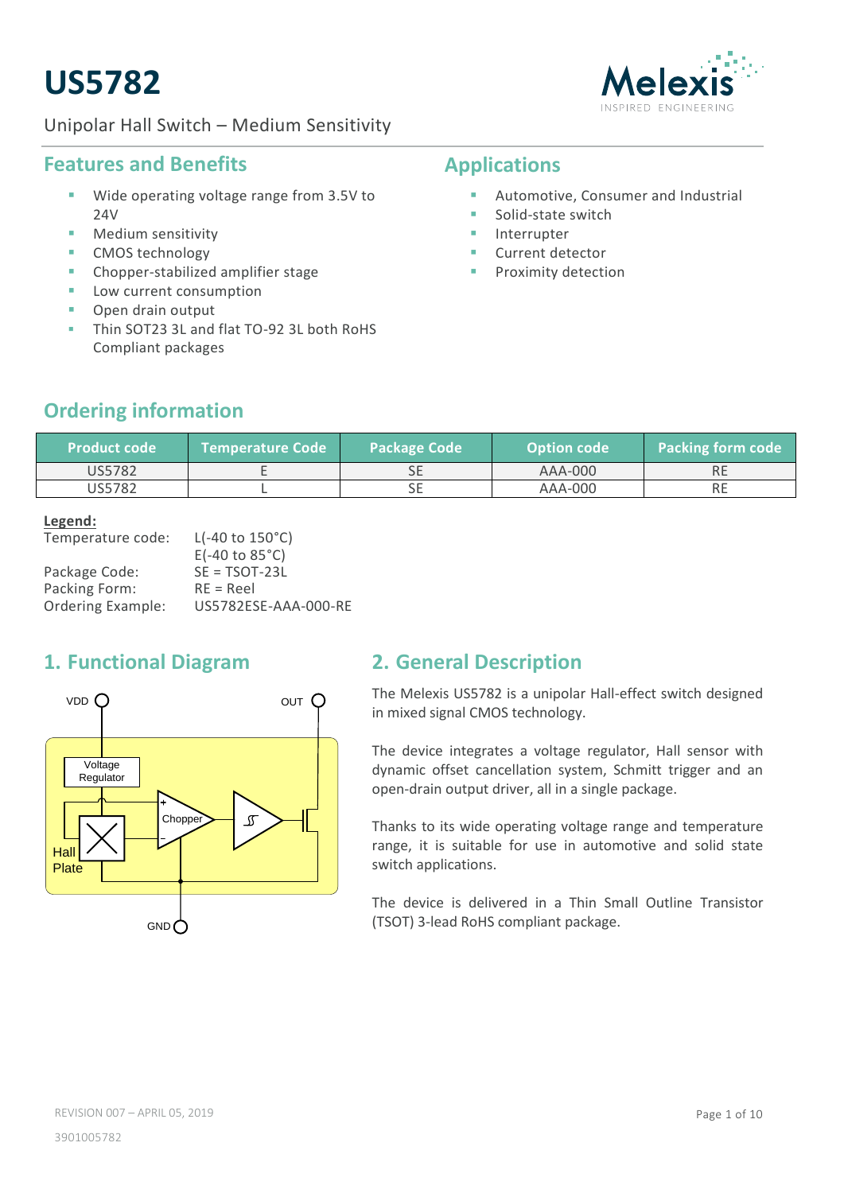# US5782

Unipolar Hall Switch – Medium Sensitivity

## Features and Benefits

- Wide operating voltage range from 3.5V to 24V
- Medium sensitivity
- CMOS technology
- Chopper-stabilized amplifier stage
- Low current consumption
- Open drain output
- Thin SOT23 3L and flat TO-92 3L both RoHS Compliant packages

## Applications

- Automotive, Consumer and Industrial
- Solid-state switch
- Interrupter
- Current detector
- Proximity detection

## Ordering information

| Product code | Temperature Code | Package Code | Option code | Packing form code |
|---|---|---|---|---|
| US5782 | E | SE | AAA-000 | RE |
| US5782 | L | SE | AAA-000 | RE |

**Legend:**

Temperature code: L(-40 to 150°C)
E(-40 to 85°C)
Package Code: SE = TSOT-23L
Packing Form: RE = Reel
Ordering Example: US5782ESE-AAA-000-RE

## 1. Functional Diagram

VDD, OUT, Voltage Regulator, Chopper, Hall Plate, GND

## 2. General Description

The Melexis US5782 is a unipolar Hall-effect switch designed in mixed signal CMOS technology.

The device integrates a voltage regulator, Hall sensor with dynamic offset cancellation system, Schmitt trigger and an open-drain output driver, all in a single package.

Thanks to its wide operating voltage range and temperature range, it is suitable for use in automotive and solid state switch applications.

The device is delivered in a Thin Small Outline Transistor (TSOT) 3-lead RoHS compliant package.

REVISION 007 – APRIL 05, 2019

3901005782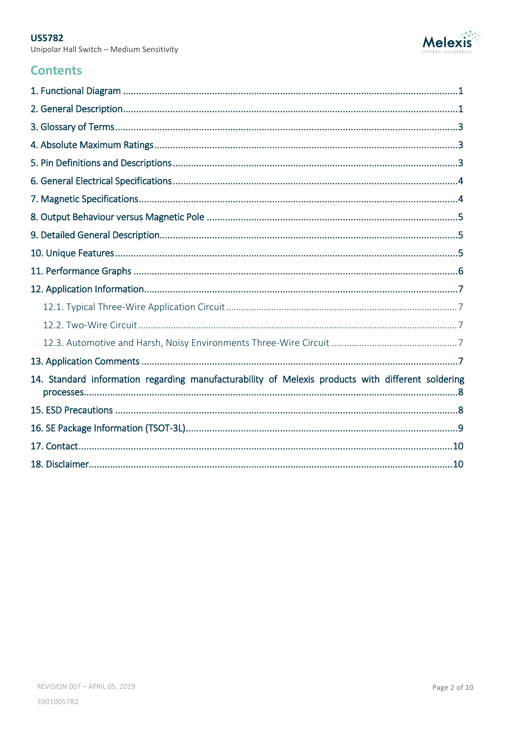## Contents

1. Functional Diagram ..... 1
2. General Description ..... 1
3. Glossary of Terms ..... 3
4. Absolute Maximum Ratings ..... 3
5. Pin Definitions and Descriptions ..... 3
6. General Electrical Specifications ..... 4
7. Magnetic Specifications ..... 4
8. Output Behaviour versus Magnetic Pole ..... 5
9. Detailed General Description ..... 5
10. Unique Features ..... 5
11. Performance Graphs ..... 6
12. Application Information ..... 7
    - 12.1. Typical Three-Wire Application Circuit ..... 7
    - 12.2. Two-Wire Circuit ..... 7
    - 12.3. Automotive and Harsh, Noisy Environments Three-Wire Circuit ..... 7
13. Application Comments ..... 7
14. Standard information regarding manufacturability of Melexis products with different soldering processes ..... 8
15. ESD Precautions ..... 8
16. SE Package Information (TSOT-3L) ..... 9
17. Contact ..... 10
18. Disclaimer ..... 10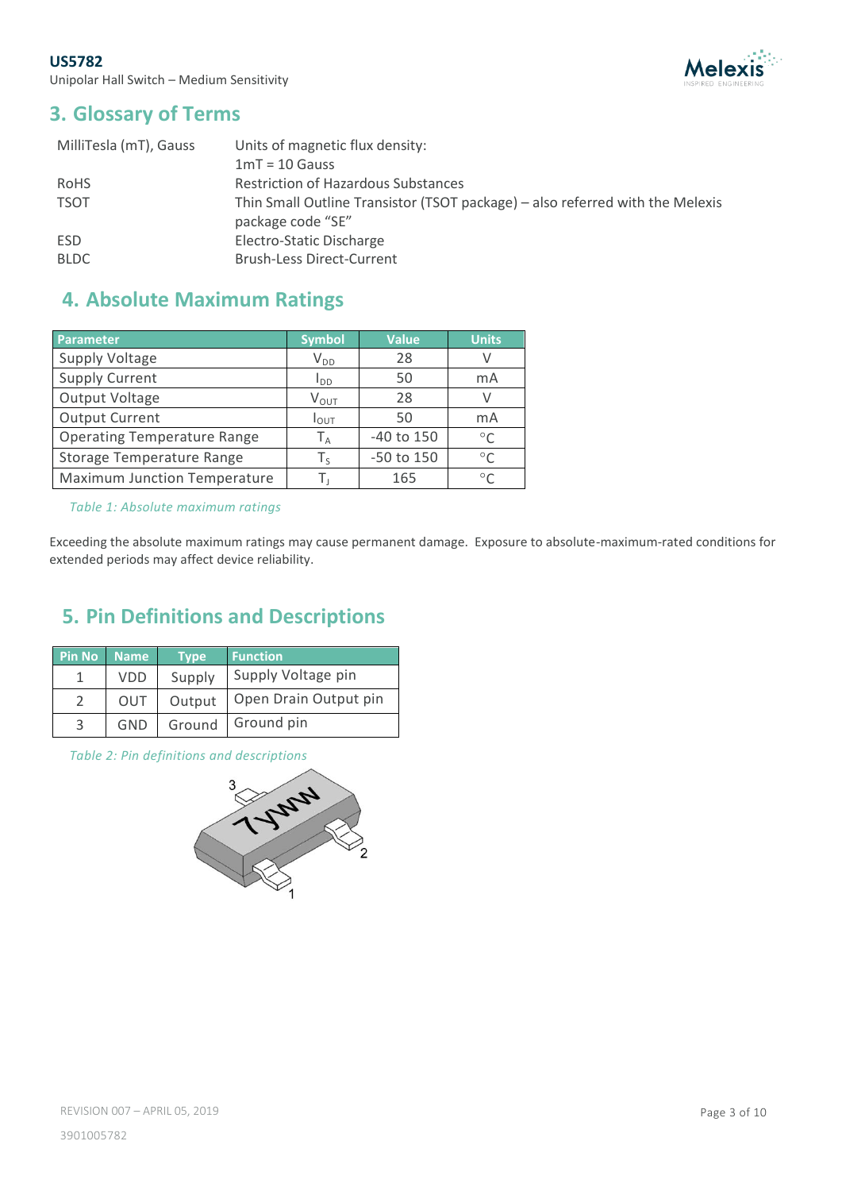## 3. Glossary of Terms

| | |
|---|---|
| MilliTesla (mT), Gauss | Units of magnetic flux density: 1mT = 10 Gauss |
| RoHS | Restriction of Hazardous Substances |
| TSOT | Thin Small Outline Transistor (TSOT package) – also referred with the Melexis package code "SE" |
| ESD | Electro-Static Discharge |
| BLDC | Brush-Less Direct-Current |

## 4. Absolute Maximum Ratings

| Parameter | Symbol | Value | Units |
|---|---|---|---|
| Supply Voltage | $V_{DD}$ | 28 | V |
| Supply Current | $I_{DD}$ | 50 | mA |
| Output Voltage | $V_{OUT}$ | 28 | V |
| Output Current | $I_{OUT}$ | 50 | mA |
| Operating Temperature Range | $T_A$ | -40 to 150 | °C |
| Storage Temperature Range | $T_S$ | -50 to 150 | °C |
| Maximum Junction Temperature | $T_J$ | 165 | °C |

*Table 1: Absolute maximum ratings*

Exceeding the absolute maximum ratings may cause permanent damage. Exposure to absolute-maximum-rated conditions for extended periods may affect device reliability.

## 5. Pin Definitions and Descriptions

| Pin No | Name | Type | Function |
|---|---|---|---|
| 1 | VDD | Supply | Supply Voltage pin |
| 2 | OUT | Output | Open Drain Output pin |
| 3 | GND | Ground | Ground pin |

*Table 2: Pin definitions and descriptions*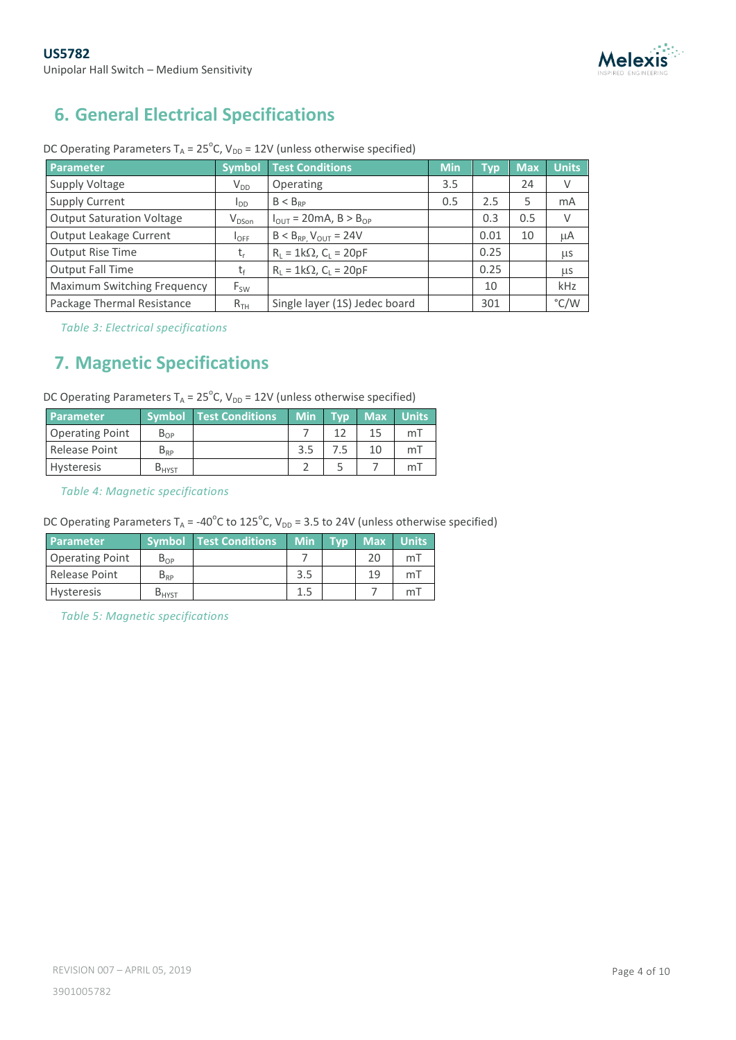## 6. General Electrical Specifications

DC Operating Parameters $T_A = 25^oC$, $V_{DD} = 12V$ (unless otherwise specified)

| Parameter | Symbol | Test Conditions | Min | Typ | Max | Units |
|---|---|---|---|---|---|---|
| Supply Voltage | $V_{DD}$ | Operating | 3.5 | | 24 | V |
| Supply Current | $I_{DD}$ | $B < B_{RP}$ | 0.5 | 2.5 | 5 | mA |
| Output Saturation Voltage | $V_{DSon}$ | $I_{OUT} = 20mA$, $B > B_{OP}$ | | 0.3 | 0.5 | V |
| Output Leakage Current | $I_{OFF}$ | $B < B_{RP}$, $V_{OUT} = 24V$ | | 0.01 | 10 | μA |
| Output Rise Time | $t_r$ | $R_L = 1k\Omega$, $C_L = 20pF$ | | 0.25 | | μs |
| Output Fall Time | $t_f$ | $R_L = 1k\Omega$, $C_L = 20pF$ | | 0.25 | | μs |
| Maximum Switching Frequency | $F_{SW}$ | | | 10 | | kHz |
| Package Thermal Resistance | $R_{TH}$ | Single layer (1S) Jedec board | | 301 | | °C/W |

*Table 3: Electrical specifications*

## 7. Magnetic Specifications

DC Operating Parameters $T_A = 25^oC$, $V_{DD} = 12V$ (unless otherwise specified)

| Parameter | Symbol | Test Conditions | Min | Typ | Max | Units |
|---|---|---|---|---|---|---|
| Operating Point | $B_{OP}$ | | 7 | 12 | 15 | mT |
| Release Point | $B_{RP}$ | | 3.5 | 7.5 | 10 | mT |
| Hysteresis | $B_{HYST}$ | | 2 | 5 | 7 | mT |

*Table 4: Magnetic specifications*

DC Operating Parameters $T_A = -40^oC$ to $125^oC$, $V_{DD} = 3.5$ to $24V$ (unless otherwise specified)

| Parameter | Symbol | Test Conditions | Min | Typ | Max | Units |
|---|---|---|---|---|---|---|
| Operating Point | $B_{OP}$ | | 7 | | 20 | mT |
| Release Point | $B_{RP}$ | | 3.5 | | 19 | mT |
| Hysteresis | $B_{HYST}$ | | 1.5 | | 7 | mT |

*Table 5: Magnetic specifications*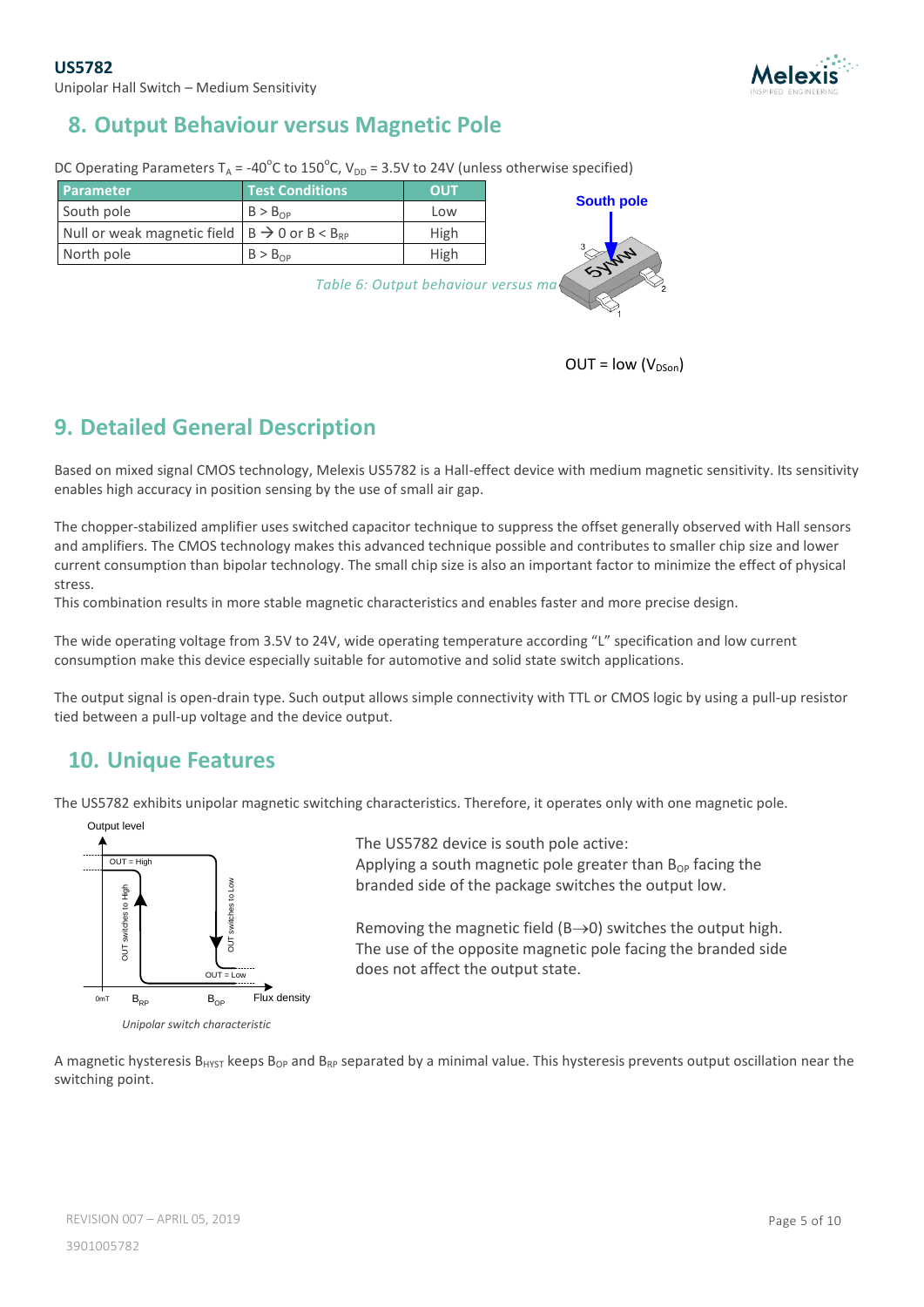## 8. Output Behaviour versus Magnetic Pole

DC Operating Parameters $T_A$ = -40°C to 150°C, $V_{DD}$ = 3.5V to 24V (unless otherwise specified)

| Parameter | Test Conditions | OUT |
|---|---|---|
| South pole | $B > B_{OP}$ | Low |
| Null or weak magnetic field | $B \rightarrow 0$ or $B < B_{RP}$ | High |
| North pole | $B > B_{OP}$ | High |

*Table 6: Output behaviour versus ma*

South pole

OUT = low ($V_{DSon}$)

## 9. Detailed General Description

Based on mixed signal CMOS technology, Melexis US5782 is a Hall-effect device with medium magnetic sensitivity. Its sensitivity enables high accuracy in position sensing by the use of small air gap.

The chopper-stabilized amplifier uses switched capacitor technique to suppress the offset generally observed with Hall sensors and amplifiers. The CMOS technology makes this advanced technique possible and contributes to smaller chip size and lower current consumption than bipolar technology. The small chip size is also an important factor to minimize the effect of physical stress.
This combination results in more stable magnetic characteristics and enables faster and more precise design.

The wide operating voltage from 3.5V to 24V, wide operating temperature according "L" specification and low current consumption make this device especially suitable for automotive and solid state switch applications.

The output signal is open-drain type. Such output allows simple connectivity with TTL or CMOS logic by using a pull-up resistor tied between a pull-up voltage and the device output.

## 10. Unique Features

The US5782 exhibits unipolar magnetic switching characteristics. Therefore, it operates only with one magnetic pole.

*Unipolar switch characteristic*

The US5782 device is south pole active:
Applying a south magnetic pole greater than $B_{OP}$ facing the branded side of the package switches the output low.

Removing the magnetic field ($B \rightarrow 0$) switches the output high.
The use of the opposite magnetic pole facing the branded side does not affect the output state.

A magnetic hysteresis $B_{HYST}$ keeps $B_{OP}$ and $B_{RP}$ separated by a minimal value. This hysteresis prevents output oscillation near the switching point.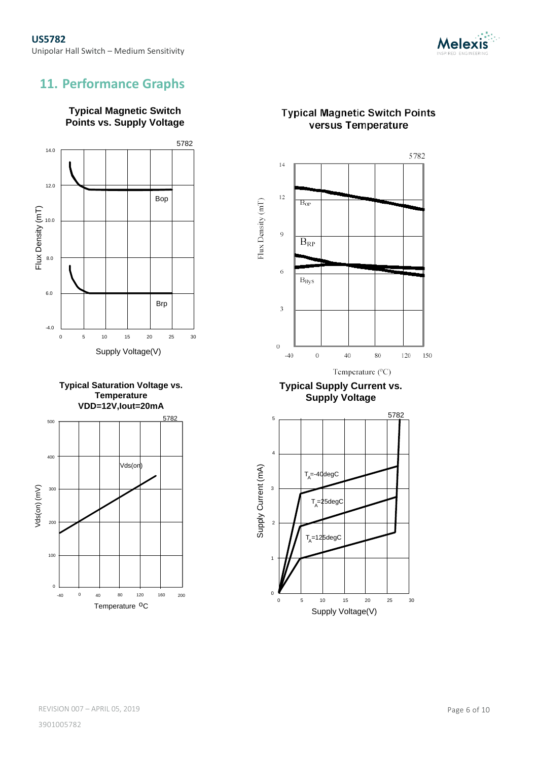## 11. Performance Graphs

**Typical Magnetic Switch Points vs. Supply Voltage**

5782

Flux Density (mT)

Bop

Brp

Supply Voltage(V)

**Typical Magnetic Switch Points versus Temperature**

5782

Flux Density (mT)

$B_{OP}$

$B_{RP}$

$B_{Hys}$

Temperature (°C)

**Typical Saturation Voltage vs. Temperature VDD=12V,Iout=20mA**

5782

Vds(on) (mV)

Vds(on)

Temperature °C

**Typical Supply Current vs. Supply Voltage**

5782

Supply Current (mA)

$T_A$=-40degC

$T_A$=25degC

$T_A$=125degC

Supply Voltage(V)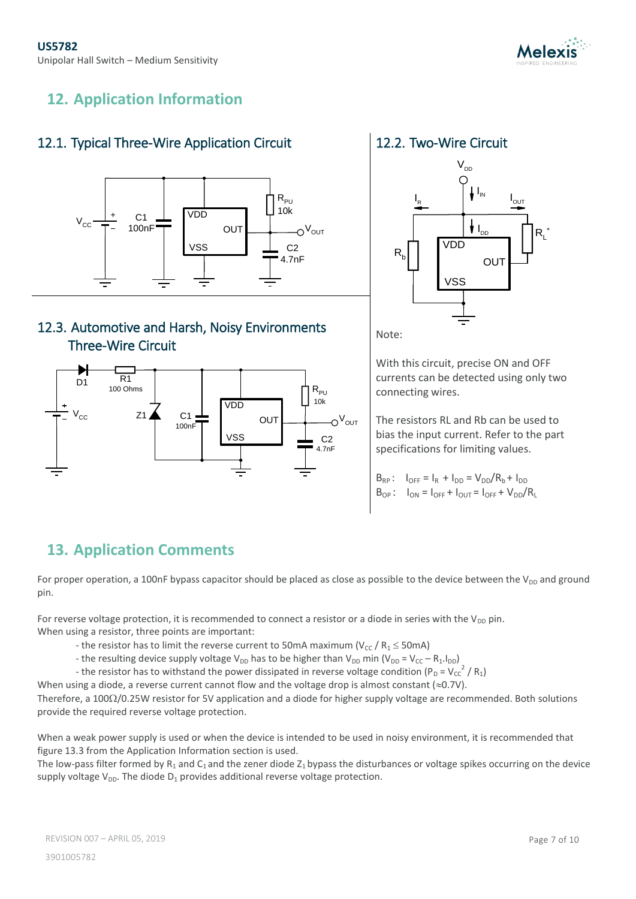## 12. Application Information

### 12.1. Typical Three-Wire Application Circuit

### 12.2. Two-Wire Circuit

Note:

With this circuit, precise ON and OFF currents can be detected using only two connecting wires.

The resistors RL and Rb can be used to bias the input current. Refer to the part specifications for limiting values.

$B_{RP}$ : $I_{OFF} = I_R + I_{DD} = V_{DD}/R_b + I_{DD}$

$B_{OP}$ : $I_{ON} = I_{OFF} + I_{OUT} = I_{OFF} + V_{DD}/R_L$

### 12.3. Automotive and Harsh, Noisy Environments Three-Wire Circuit

## 13. Application Comments

For proper operation, a 100nF bypass capacitor should be placed as close as possible to the device between the $V_{DD}$ and ground pin.

For reverse voltage protection, it is recommended to connect a resistor or a diode in series with the $V_{DD}$ pin.
When using a resistor, three points are important:

- the resistor has to limit the reverse current to 50mA maximum ($V_{CC} / R_1 \leq 50mA$)
- the resulting device supply voltage $V_{DD}$ has to be higher than $V_{DD}$ min ($V_{DD} = V_{CC} - R_1.I_{DD}$)
- the resistor has to withstand the power dissipated in reverse voltage condition ($P_D = V_{CC}^2 / R_1$)

When using a diode, a reverse current cannot flow and the voltage drop is almost constant (≈0.7V).
Therefore, a 100Ω/0.25W resistor for 5V application and a diode for higher supply voltage are recommended. Both solutions provide the required reverse voltage protection.

When a weak power supply is used or when the device is intended to be used in noisy environment, it is recommended that figure 13.3 from the Application Information section is used.
The low-pass filter formed by $R_1$ and $C_1$ and the zener diode $Z_1$ bypass the disturbances or voltage spikes occurring on the device supply voltage $V_{DD}$. The diode $D_1$ provides additional reverse voltage protection.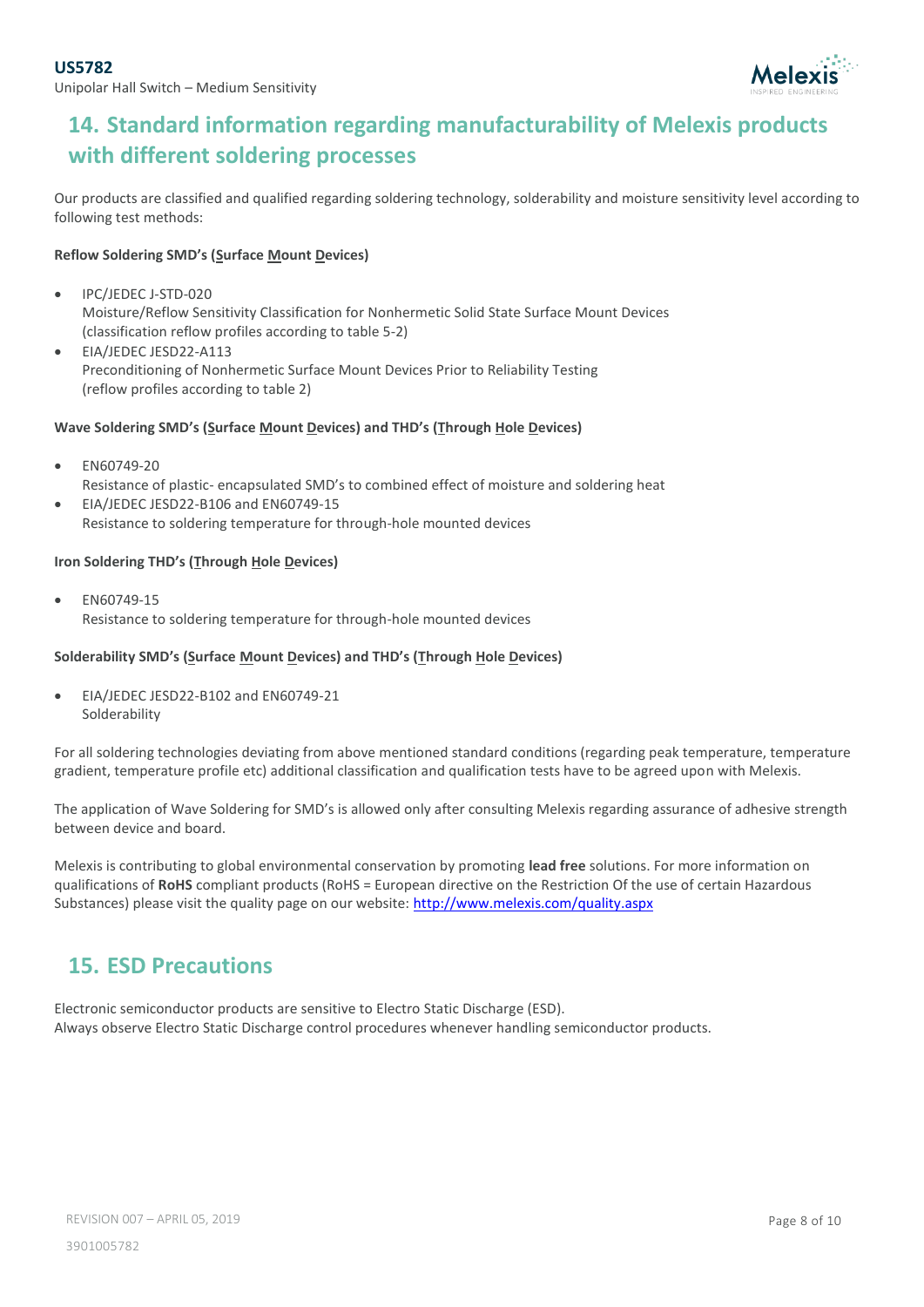## 14. Standard information regarding manufacturability of Melexis products with different soldering processes

Our products are classified and qualified regarding soldering technology, solderability and moisture sensitivity level according to following test methods:

**Reflow Soldering SMD's (Surface Mount Devices)**

- IPC/JEDEC J-STD-020
  Moisture/Reflow Sensitivity Classification for Nonhermetic Solid State Surface Mount Devices
  (classification reflow profiles according to table 5-2)
- EIA/JEDEC JESD22-A113
  Preconditioning of Nonhermetic Surface Mount Devices Prior to Reliability Testing
  (reflow profiles according to table 2)

**Wave Soldering SMD's (Surface Mount Devices) and THD's (Through Hole Devices)**

- EN60749-20
  Resistance of plastic- encapsulated SMD's to combined effect of moisture and soldering heat
- EIA/JEDEC JESD22-B106 and EN60749-15
  Resistance to soldering temperature for through-hole mounted devices

**Iron Soldering THD's (Through Hole Devices)**

- EN60749-15
  Resistance to soldering temperature for through-hole mounted devices

**Solderability SMD's (Surface Mount Devices) and THD's (Through Hole Devices)**

- EIA/JEDEC JESD22-B102 and EN60749-21
  Solderability

For all soldering technologies deviating from above mentioned standard conditions (regarding peak temperature, temperature gradient, temperature profile etc) additional classification and qualification tests have to be agreed upon with Melexis.

The application of Wave Soldering for SMD's is allowed only after consulting Melexis regarding assurance of adhesive strength between device and board.

Melexis is contributing to global environmental conservation by promoting **lead free** solutions. For more information on qualifications of **RoHS** compliant products (RoHS = European directive on the Restriction Of the use of certain Hazardous Substances) please visit the quality page on our website: [http://www.melexis.com/quality.aspx](http://www.melexis.com/quality.aspx)

## 15. ESD Precautions

Electronic semiconductor products are sensitive to Electro Static Discharge (ESD).
Always observe Electro Static Discharge control procedures whenever handling semiconductor products.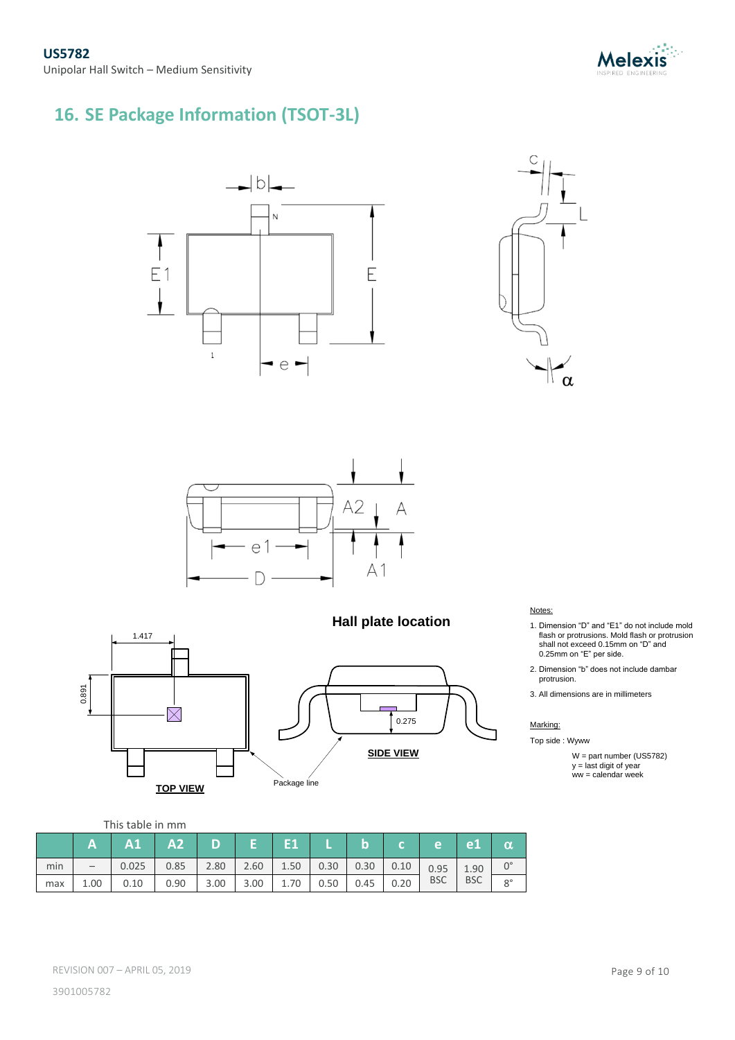## 16. SE Package Information (TSOT-3L)

Hall plate location

Notes:

1. Dimension "D" and "E1" do not include mold flash or protrusions. Mold flash or protrusion shall not exceed 0.15mm on "D" and 0.25mm on "E" per side.
2. Dimension "b" does not include dambar protrusion.
3. All dimensions are in millimeters

Marking:

Top side : Wyww

W = part number (US5782)
y = last digit of year
ww = calendar week

This table in mm

| | A | A1 | A2 | D | E | E1 | L | b | c | e | e1 | α |
|---|---|---|---|---|---|---|---|---|---|---|---|---|
| min | – | 0.025 | 0.85 | 2.80 | 2.60 | 1.50 | 0.30 | 0.30 | 0.10 | 0.95 BSC | 1.90 BSC | 0° |
| max | 1.00 | 0.10 | 0.90 | 3.00 | 3.00 | 1.70 | 0.50 | 0.45 | 0.20 | | | 8° |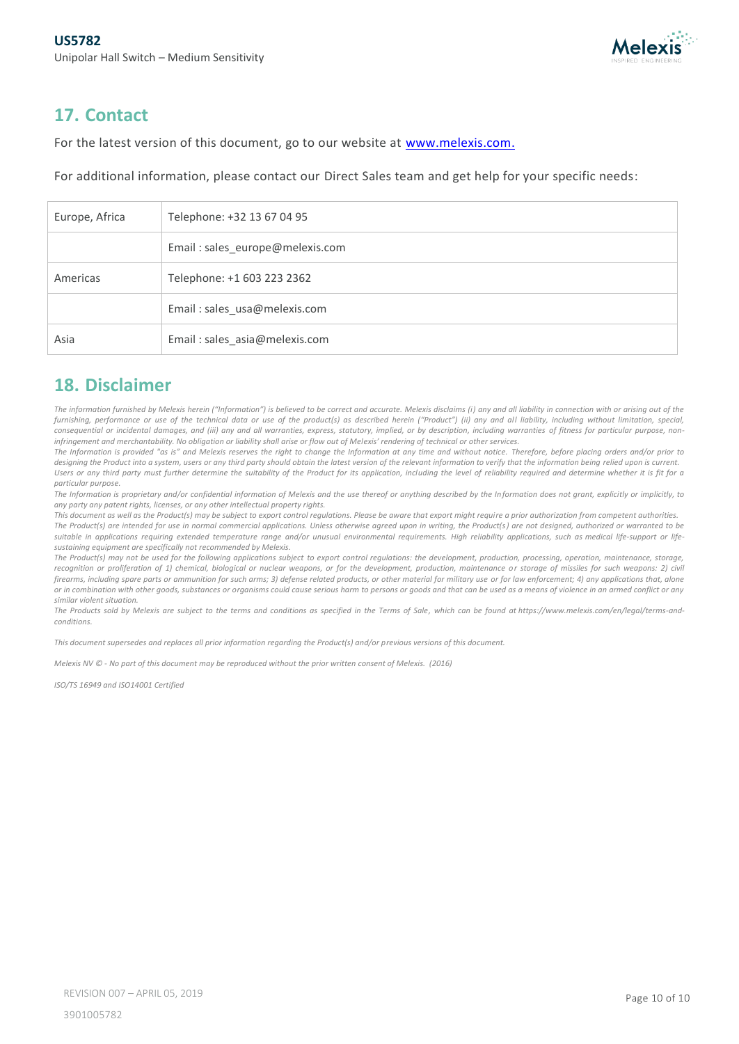## 17. Contact

For the latest version of this document, go to our website at www.melexis.com.

For additional information, please contact our Direct Sales team and get help for your specific needs:

| | |
|---|---|
| Europe, Africa | Telephone: +32 13 67 04 95 |
| | Email : sales_europe@melexis.com |
| Americas | Telephone: +1 603 223 2362 |
| | Email : sales_usa@melexis.com |
| Asia | Email : sales_asia@melexis.com |

## 18. Disclaimer

*The information furnished by Melexis herein ("Information") is believed to be correct and accurate. Melexis disclaims (i) any and all liability in connection with or arising out of the furnishing, performance or use of the technical data or use of the product(s) as described herein ("Product") (ii) any and all liability, including without limitation, special, consequential or incidental damages, and (iii) any and all warranties, express, statutory, implied, or by description, including warranties of fitness for particular purpose, non-infringement and merchantability. No obligation or liability shall arise or flow out of Melexis' rendering of technical or other services.*

*The Information is provided "as is" and Melexis reserves the right to change the Information at any time and without notice. Therefore, before placing orders and/or prior to designing the Product into a system, users or any third party should obtain the latest version of the relevant information to verify that the information being relied upon is current.*

*Users or any third party must further determine the suitability of the Product for its application, including the level of reliability required and determine whether it is fit for a particular purpose.*

*The Information is proprietary and/or confidential information of Melexis and the use thereof or anything described by the Information does not grant, explicitly or implicitly, to any party any patent rights, licenses, or any other intellectual property rights.*

*This document as well as the Product(s) may be subject to export control regulations. Please be aware that export might require a prior authorization from competent authorities.*

*The Product(s) are intended for use in normal commercial applications. Unless otherwise agreed upon in writing, the Product(s) are not designed, authorized or warranted to be suitable in applications requiring extended temperature range and/or unusual environmental requirements. High reliability applications, such as medical life-support or life-sustaining equipment are specifically not recommended by Melexis.*

*The Product(s) may not be used for the following applications subject to export control regulations: the development, production, processing, operation, maintenance, storage, recognition or proliferation of 1) chemical, biological or nuclear weapons, or for the development, production, maintenance or storage of missiles for such weapons: 2) civil firearms, including spare parts or ammunition for such arms; 3) defense related products, or other material for military use or for law enforcement; 4) any applications that, alone or in combination with other goods, substances or organisms could cause serious harm to persons or goods and that can be used as a means of violence in an armed conflict or any similar violent situation.*

*The Products sold by Melexis are subject to the terms and conditions as specified in the Terms of Sale, which can be found at https://www.melexis.com/en/legal/terms-and-conditions.*

*This document supersedes and replaces all prior information regarding the Product(s) and/or previous versions of this document.*

*Melexis NV © - No part of this document may be reproduced without the prior written consent of Melexis. (2016)*

*ISO/TS 16949 and ISO14001 Certified*